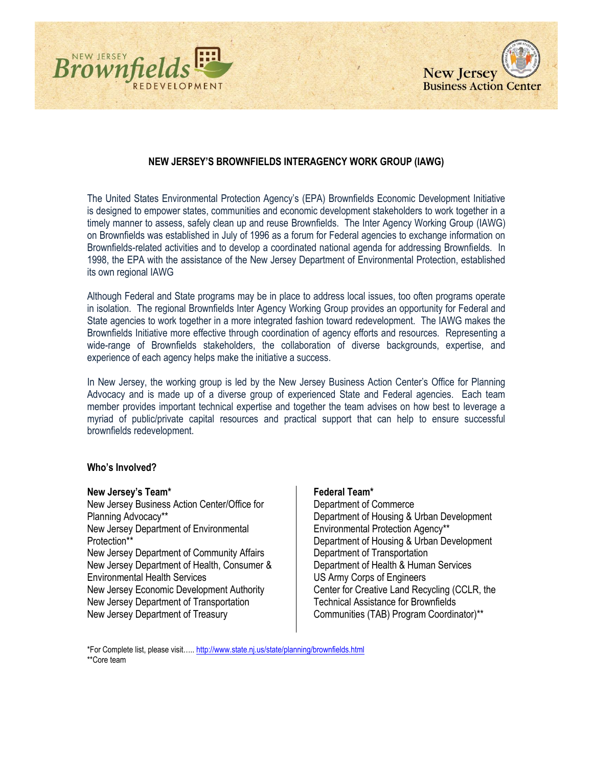NEW JERSEY Brownfields REDEVELOPMENT

New Jersey Business Action Center

## NEW JERSEY'S BROWNFIELDS INTERAGENCY WORK GROUP (IAWG)

The United States Environmental Protection Agency's (EPA) Brownfields Economic Development Initiative is designed to empower states, communities and economic development stakeholders to work together in a timely manner to assess, safely clean up and reuse Brownfields. The Inter Agency Working Group (IAWG) on Brownfields was established in July of 1996 as a forum for Federal agencies to exchange information on Brownfields-related activities and to develop a coordinated national agenda for addressing Brownfields. In 1998, the EPA with the assistance of the New Jersey Department of Environmental Protection, established its own regional IAWG

Although Federal and State programs may be in place to address local issues, too often programs operate in isolation. The regional Brownfields Inter Agency Working Group provides an opportunity for Federal and State agencies to work together in a more integrated fashion toward redevelopment. The IAWG makes the Brownfields Initiative more effective through coordination of agency efforts and resources. Representing a wide-range of Brownfields stakeholders, the collaboration of diverse backgrounds, expertise, and experience of each agency helps make the initiative a success.

In New Jersey, the working group is led by the New Jersey Business Action Center's Office for Planning Advocacy and is made up of a diverse group of experienced State and Federal agencies. Each team member provides important technical expertise and together the team advises on how best to leverage a myriad of public/private capital resources and practical support that can help to ensure successful brownfields redevelopment.

### Who's Involved?

**New Jersey's Team***

New Jersey Business Action Center/Office for Planning Advocacy**
New Jersey Department of Environmental Protection**
New Jersey Department of Community Affairs
New Jersey Department of Health, Consumer & Environmental Health Services
New Jersey Economic Development Authority
New Jersey Department of Transportation
New Jersey Department of Treasury

**Federal Team***

Department of Commerce
Department of Housing & Urban Development
Environmental Protection Agency**
Department of Housing & Urban Development
Department of Transportation
Department of Health & Human Services
US Army Corps of Engineers
Center for Creative Land Recycling (CCLR, the Technical Assistance for Brownfields Communities (TAB) Program Coordinator)**

*For Complete list, please visit….. http://www.state.nj.us/state/planning/brownfields.html
**Core team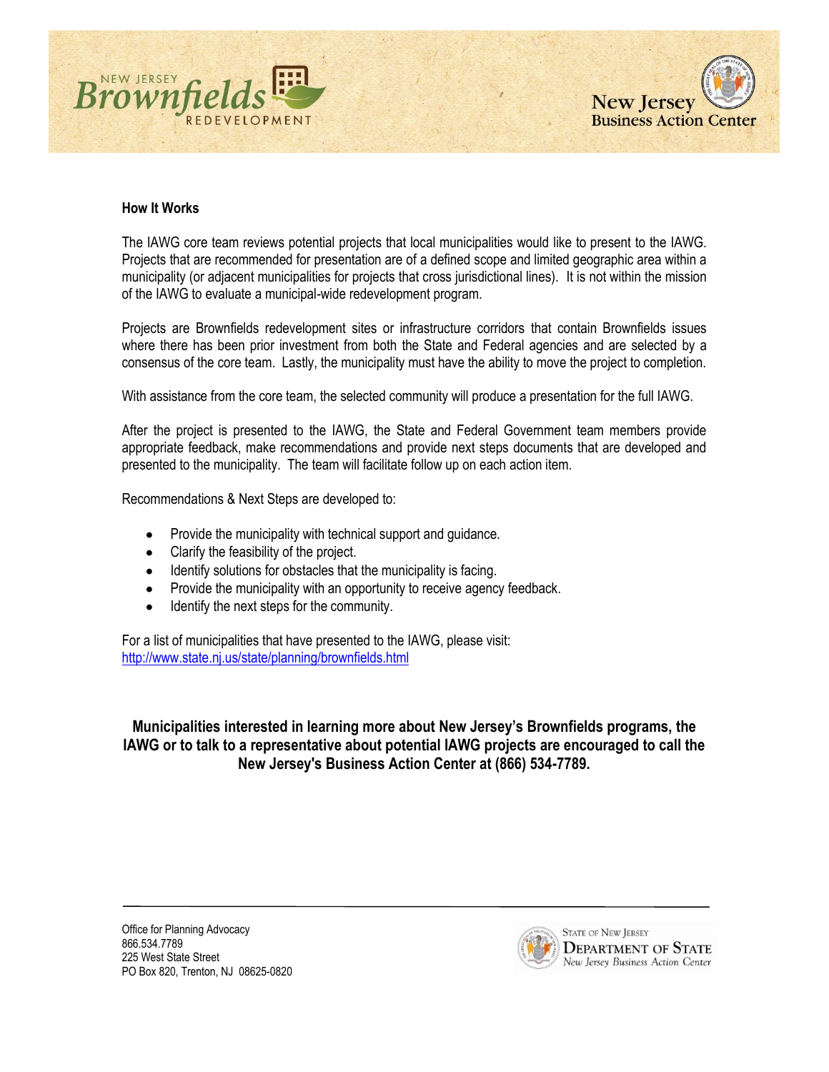**How It Works**

The IAWG core team reviews potential projects that local municipalities would like to present to the IAWG. Projects that are recommended for presentation are of a defined scope and limited geographic area within a municipality (or adjacent municipalities for projects that cross jurisdictional lines). It is not within the mission of the IAWG to evaluate a municipal-wide redevelopment program.

Projects are Brownfields redevelopment sites or infrastructure corridors that contain Brownfields issues where there has been prior investment from both the State and Federal agencies and are selected by a consensus of the core team. Lastly, the municipality must have the ability to move the project to completion.

With assistance from the core team, the selected community will produce a presentation for the full IAWG.

After the project is presented to the IAWG, the State and Federal Government team members provide appropriate feedback, make recommendations and provide next steps documents that are developed and presented to the municipality. The team will facilitate follow up on each action item.

Recommendations & Next Steps are developed to:

- Provide the municipality with technical support and guidance.
- Clarify the feasibility of the project.
- Identify solutions for obstacles that the municipality is facing.
- Provide the municipality with an opportunity to receive agency feedback.
- Identify the next steps for the community.

For a list of municipalities that have presented to the IAWG, please visit:
http://www.state.nj.us/state/planning/brownfields.html

**Municipalities interested in learning more about New Jersey's Brownfields programs, the IAWG or to talk to a representative about potential IAWG projects are encouraged to call the New Jersey's Business Action Center at (866) 534-7789.**

Office for Planning Advocacy
866.534.7789
225 West State Street
PO Box 820, Trenton, NJ 08625-0820

State of New Jersey
Department of State
New Jersey Business Action Center